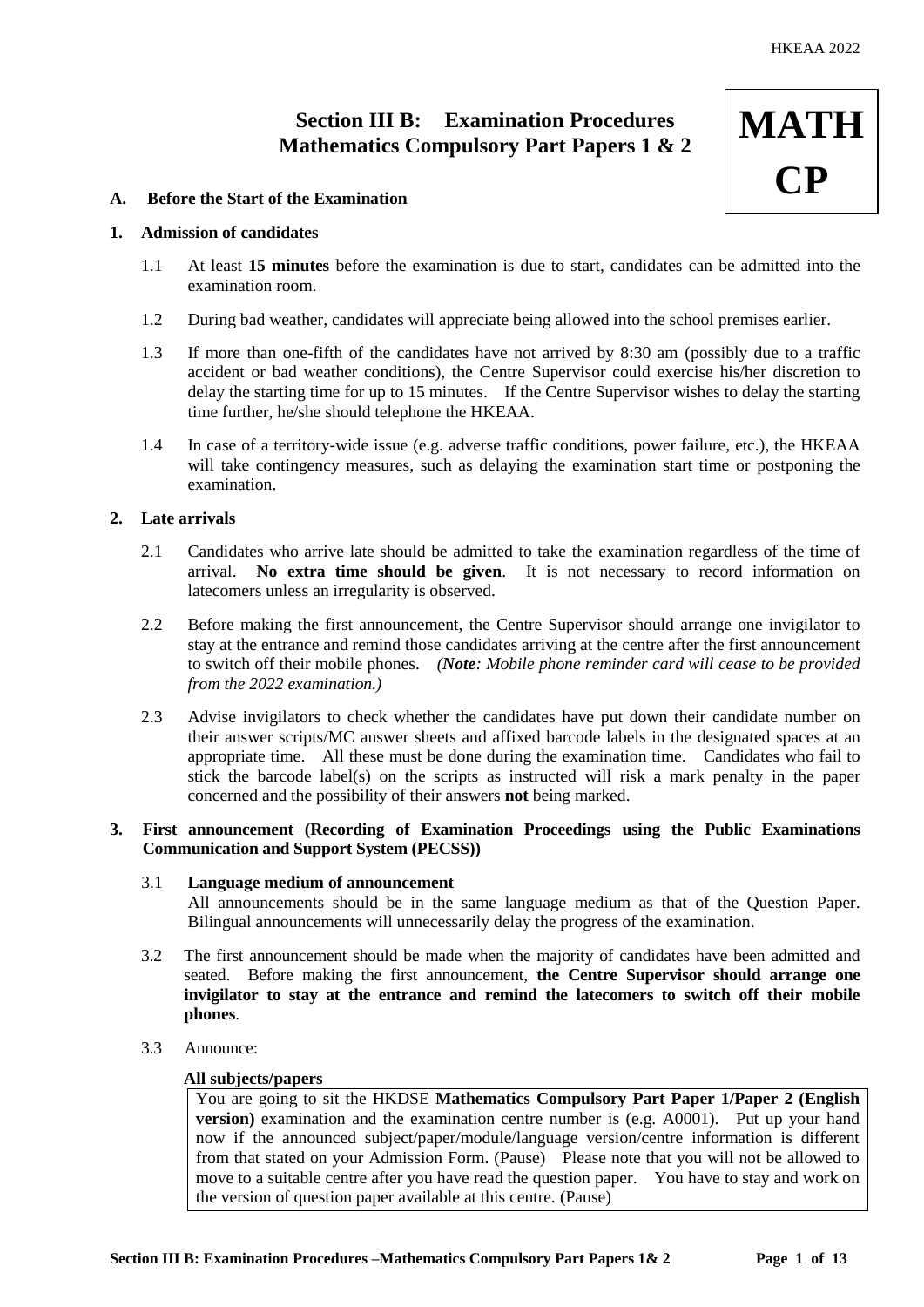# Section III B: Examination Procedures Mathematics Compulsory Part Papers 1 & 2

**MATH CP**

## A. Before the Start of the Examination

### 1. Admission of candidates

1.1 At least **15 minutes** before the examination is due to start, candidates can be admitted into the examination room.

1.2 During bad weather, candidates will appreciate being allowed into the school premises earlier.

1.3 If more than one-fifth of the candidates have not arrived by 8:30 am (possibly due to a traffic accident or bad weather conditions), the Centre Supervisor could exercise his/her discretion to delay the starting time for up to 15 minutes. If the Centre Supervisor wishes to delay the starting time further, he/she should telephone the HKEAA.

1.4 In case of a territory-wide issue (e.g. adverse traffic conditions, power failure, etc.), the HKEAA will take contingency measures, such as delaying the examination start time or postponing the examination.

### 2. Late arrivals

2.1 Candidates who arrive late should be admitted to take the examination regardless of the time of arrival. **No extra time should be given**. It is not necessary to record information on latecomers unless an irregularity is observed.

2.2 Before making the first announcement, the Centre Supervisor should arrange one invigilator to stay at the entrance and remind those candidates arriving at the centre after the first announcement to switch off their mobile phones. *(**Note**: Mobile phone reminder card will cease to be provided from the 2022 examination.)*

2.3 Advise invigilators to check whether the candidates have put down their candidate number on their answer scripts/MC answer sheets and affixed barcode labels in the designated spaces at an appropriate time. All these must be done during the examination time. Candidates who fail to stick the barcode label(s) on the scripts as instructed will risk a mark penalty in the paper concerned and the possibility of their answers **not** being marked.

### 3. First announcement (Recording of Examination Proceedings using the Public Examinations Communication and Support System (PECSS))

3.1 **Language medium of announcement**
All announcements should be in the same language medium as that of the Question Paper. Bilingual announcements will unnecessarily delay the progress of the examination.

3.2 The first announcement should be made when the majority of candidates have been admitted and seated. Before making the first announcement, **the Centre Supervisor should arrange one invigilator to stay at the entrance and remind the latecomers to switch off their mobile phones**.

3.3 Announce:

**All subjects/papers**

> You are going to sit the HKDSE **Mathematics Compulsory Part Paper 1/Paper 2 (English version)** examination and the examination centre number is (e.g. A0001). Put up your hand now if the announced subject/paper/module/language version/centre information is different from that stated on your Admission Form. (Pause) Please note that you will not be allowed to move to a suitable centre after you have read the question paper. You have to stay and work on the version of question paper available at this centre. (Pause)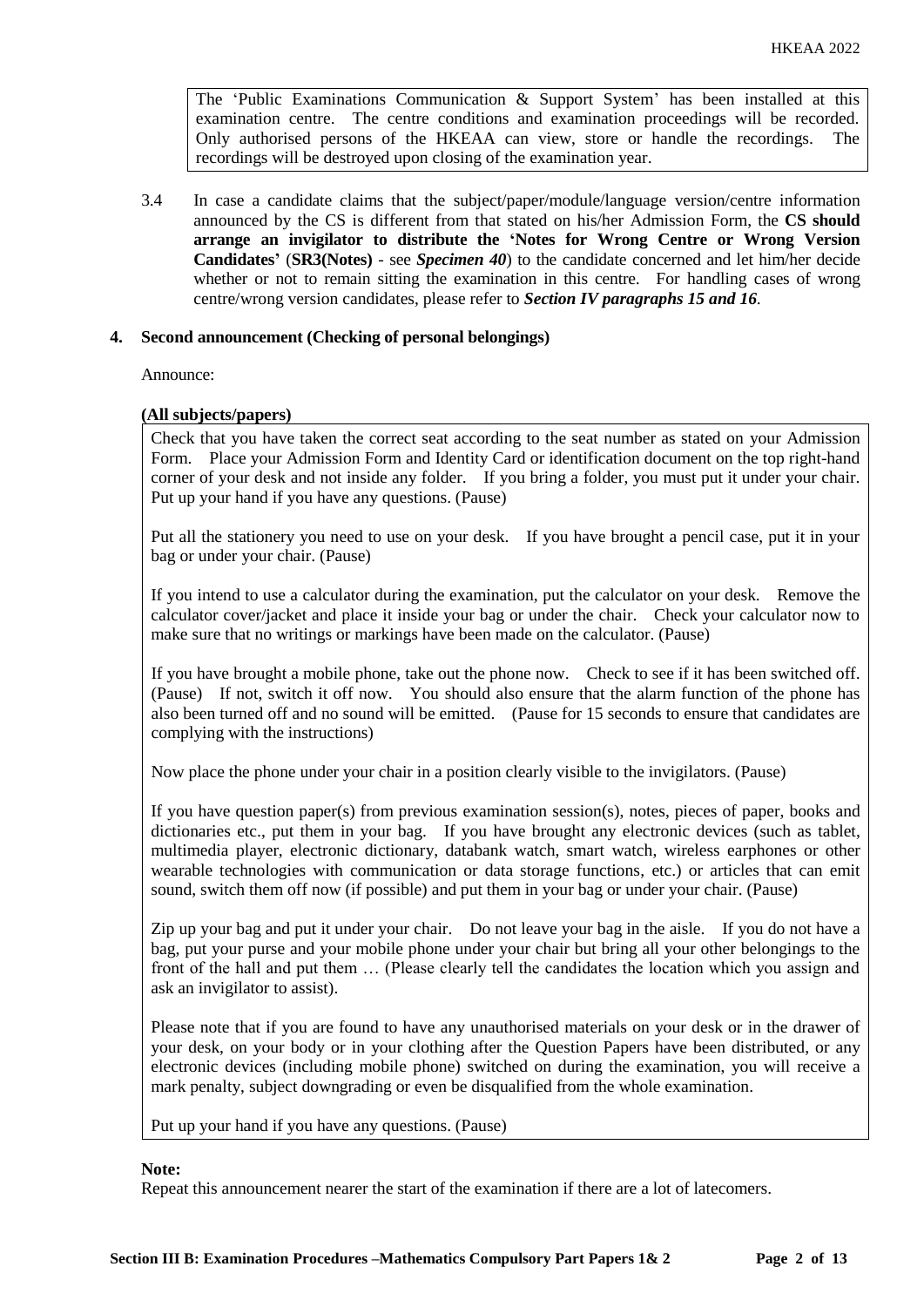The 'Public Examinations Communication & Support System' has been installed at this examination centre. The centre conditions and examination proceedings will be recorded. Only authorised persons of the HKEAA can view, store or handle the recordings. The recordings will be destroyed upon closing of the examination year.

3.4 In case a candidate claims that the subject/paper/module/language version/centre information announced by the CS is different from that stated on his/her Admission Form, the **CS should arrange an invigilator to distribute the 'Notes for Wrong Centre or Wrong Version Candidates'** (**SR3(Notes)** - see ***Specimen 40***) to the candidate concerned and let him/her decide whether or not to remain sitting the examination in this centre. For handling cases of wrong centre/wrong version candidates, please refer to ***Section IV paragraphs 15 and 16***.

**4. Second announcement (Checking of personal belongings)**

Announce:

**(All subjects/papers)**

Check that you have taken the correct seat according to the seat number as stated on your Admission Form. Place your Admission Form and Identity Card or identification document on the top right-hand corner of your desk and not inside any folder. If you bring a folder, you must put it under your chair. Put up your hand if you have any questions. (Pause)

Put all the stationery you need to use on your desk. If you have brought a pencil case, put it in your bag or under your chair. (Pause)

If you intend to use a calculator during the examination, put the calculator on your desk. Remove the calculator cover/jacket and place it inside your bag or under the chair. Check your calculator now to make sure that no writings or markings have been made on the calculator. (Pause)

If you have brought a mobile phone, take out the phone now. Check to see if it has been switched off. (Pause) If not, switch it off now. You should also ensure that the alarm function of the phone has also been turned off and no sound will be emitted. (Pause for 15 seconds to ensure that candidates are complying with the instructions)

Now place the phone under your chair in a position clearly visible to the invigilators. (Pause)

If you have question paper(s) from previous examination session(s), notes, pieces of paper, books and dictionaries etc., put them in your bag. If you have brought any electronic devices (such as tablet, multimedia player, electronic dictionary, databank watch, smart watch, wireless earphones or other wearable technologies with communication or data storage functions, etc.) or articles that can emit sound, switch them off now (if possible) and put them in your bag or under your chair. (Pause)

Zip up your bag and put it under your chair. Do not leave your bag in the aisle. If you do not have a bag, put your purse and your mobile phone under your chair but bring all your other belongings to the front of the hall and put them … (Please clearly tell the candidates the location which you assign and ask an invigilator to assist).

Please note that if you are found to have any unauthorised materials on your desk or in the drawer of your desk, on your body or in your clothing after the Question Papers have been distributed, or any electronic devices (including mobile phone) switched on during the examination, you will receive a mark penalty, subject downgrading or even be disqualified from the whole examination.

Put up your hand if you have any questions. (Pause)

**Note:**

Repeat this announcement nearer the start of the examination if there are a lot of latecomers.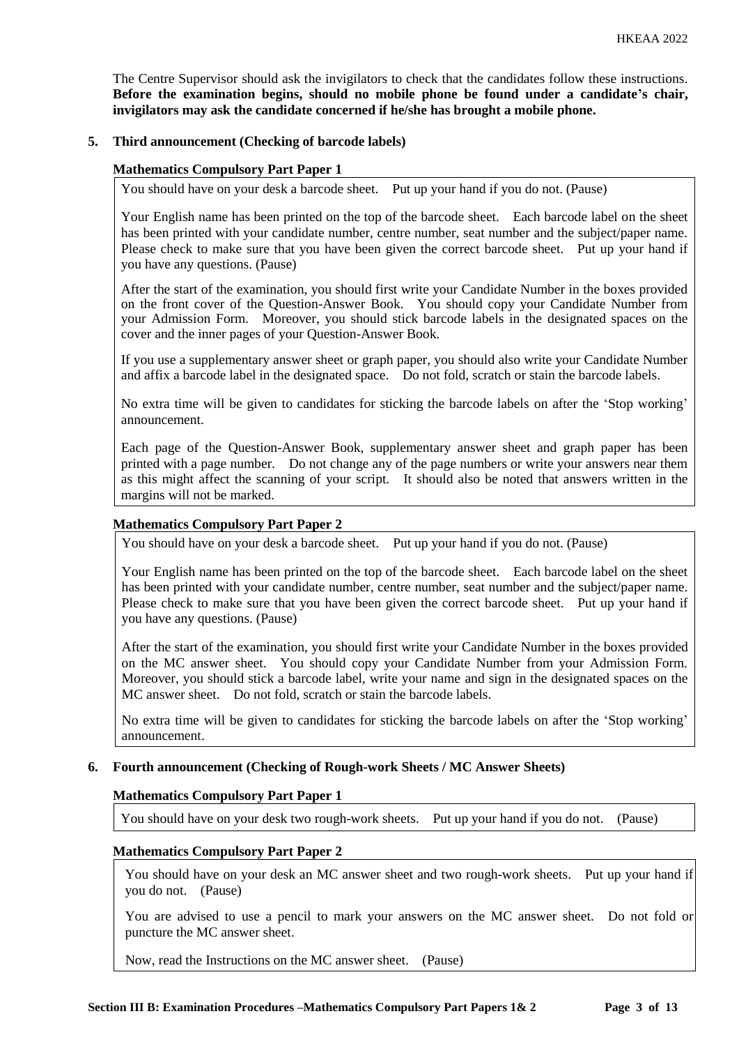The Centre Supervisor should ask the invigilators to check that the candidates follow these instructions. **Before the examination begins, should no mobile phone be found under a candidate's chair, invigilators may ask the candidate concerned if he/she has brought a mobile phone.**

**5. Third announcement (Checking of barcode labels)**

**Mathematics Compulsory Part Paper 1**

You should have on your desk a barcode sheet. Put up your hand if you do not. (Pause)

Your English name has been printed on the top of the barcode sheet. Each barcode label on the sheet has been printed with your candidate number, centre number, seat number and the subject/paper name. Please check to make sure that you have been given the correct barcode sheet. Put up your hand if you have any questions. (Pause)

After the start of the examination, you should first write your Candidate Number in the boxes provided on the front cover of the Question-Answer Book. You should copy your Candidate Number from your Admission Form. Moreover, you should stick barcode labels in the designated spaces on the cover and the inner pages of your Question-Answer Book.

If you use a supplementary answer sheet or graph paper, you should also write your Candidate Number and affix a barcode label in the designated space. Do not fold, scratch or stain the barcode labels.

No extra time will be given to candidates for sticking the barcode labels on after the 'Stop working' announcement.

Each page of the Question-Answer Book, supplementary answer sheet and graph paper has been printed with a page number. Do not change any of the page numbers or write your answers near them as this might affect the scanning of your script. It should also be noted that answers written in the margins will not be marked.

**Mathematics Compulsory Part Paper 2**

You should have on your desk a barcode sheet. Put up your hand if you do not. (Pause)

Your English name has been printed on the top of the barcode sheet. Each barcode label on the sheet has been printed with your candidate number, centre number, seat number and the subject/paper name. Please check to make sure that you have been given the correct barcode sheet. Put up your hand if you have any questions. (Pause)

After the start of the examination, you should first write your Candidate Number in the boxes provided on the MC answer sheet. You should copy your Candidate Number from your Admission Form. Moreover, you should stick a barcode label, write your name and sign in the designated spaces on the MC answer sheet. Do not fold, scratch or stain the barcode labels.

No extra time will be given to candidates for sticking the barcode labels on after the 'Stop working' announcement.

**6. Fourth announcement (Checking of Rough-work Sheets / MC Answer Sheets)**

**Mathematics Compulsory Part Paper 1**

You should have on your desk two rough-work sheets. Put up your hand if you do not. (Pause)

**Mathematics Compulsory Part Paper 2**

You should have on your desk an MC answer sheet and two rough-work sheets. Put up your hand if you do not. (Pause)

You are advised to use a pencil to mark your answers on the MC answer sheet. Do not fold or puncture the MC answer sheet.

Now, read the Instructions on the MC answer sheet. (Pause)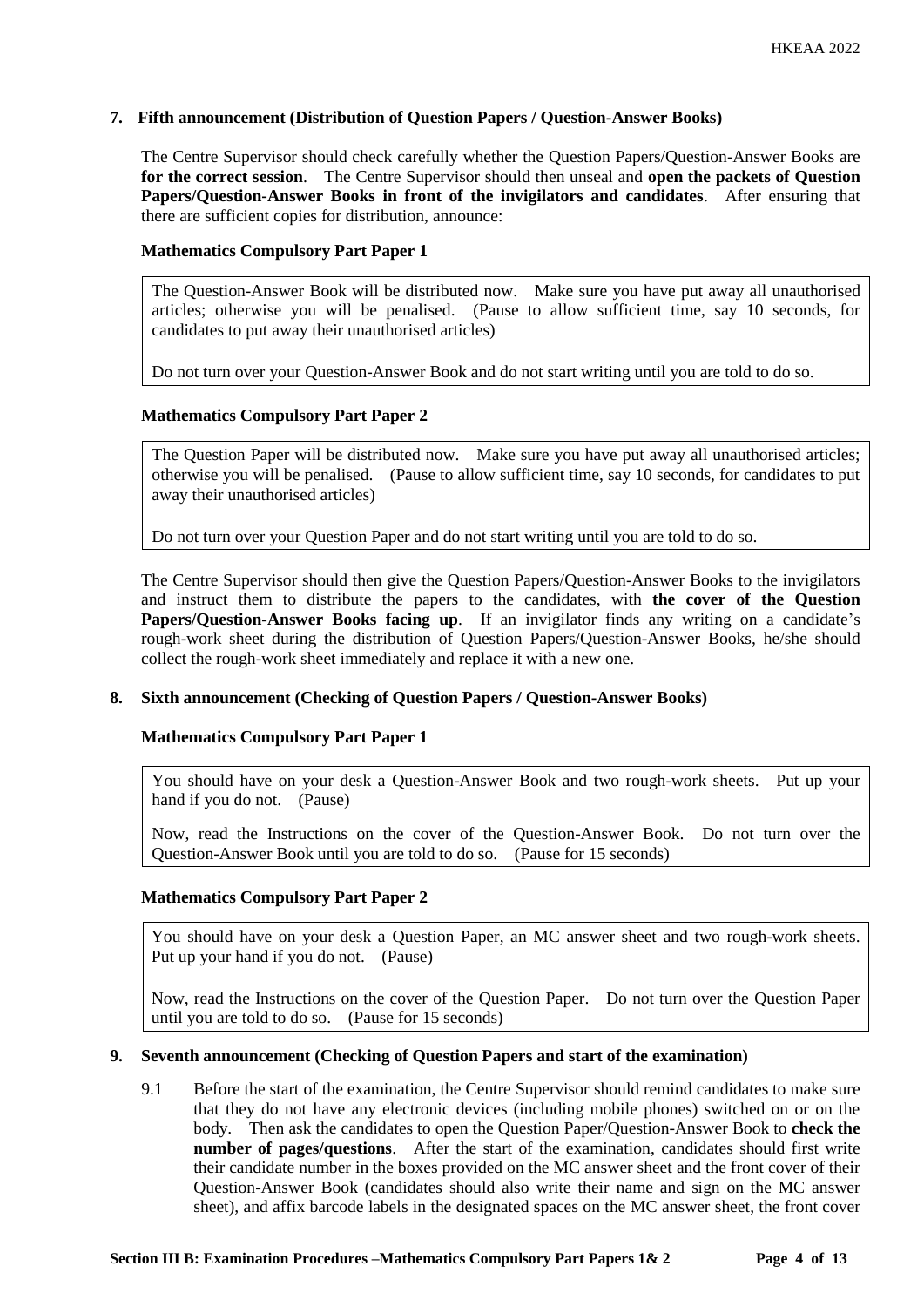## 7. Fifth announcement (Distribution of Question Papers / Question-Answer Books)

The Centre Supervisor should check carefully whether the Question Papers/Question-Answer Books are **for the correct session**. The Centre Supervisor should then unseal and **open the packets of Question Papers/Question-Answer Books in front of the invigilators and candidates**. After ensuring that there are sufficient copies for distribution, announce:

**Mathematics Compulsory Part Paper 1**

> The Question-Answer Book will be distributed now. Make sure you have put away all unauthorised articles; otherwise you will be penalised. (Pause to allow sufficient time, say 10 seconds, for candidates to put away their unauthorised articles)
>
> Do not turn over your Question-Answer Book and do not start writing until you are told to do so.

**Mathematics Compulsory Part Paper 2**

> The Question Paper will be distributed now. Make sure you have put away all unauthorised articles; otherwise you will be penalised. (Pause to allow sufficient time, say 10 seconds, for candidates to put away their unauthorised articles)
>
> Do not turn over your Question Paper and do not start writing until you are told to do so.

The Centre Supervisor should then give the Question Papers/Question-Answer Books to the invigilators and instruct them to distribute the papers to the candidates, with **the cover of the Question Papers/Question-Answer Books facing up**. If an invigilator finds any writing on a candidate's rough-work sheet during the distribution of Question Papers/Question-Answer Books, he/she should collect the rough-work sheet immediately and replace it with a new one.

## 8. Sixth announcement (Checking of Question Papers / Question-Answer Books)

**Mathematics Compulsory Part Paper 1**

> You should have on your desk a Question-Answer Book and two rough-work sheets. Put up your hand if you do not. (Pause)
>
> Now, read the Instructions on the cover of the Question-Answer Book. Do not turn over the Question-Answer Book until you are told to do so. (Pause for 15 seconds)

**Mathematics Compulsory Part Paper 2**

> You should have on your desk a Question Paper, an MC answer sheet and two rough-work sheets. Put up your hand if you do not. (Pause)
>
> Now, read the Instructions on the cover of the Question Paper. Do not turn over the Question Paper until you are told to do so. (Pause for 15 seconds)

## 9. Seventh announcement (Checking of Question Papers and start of the examination)

9.1 Before the start of the examination, the Centre Supervisor should remind candidates to make sure that they do not have any electronic devices (including mobile phones) switched on or on the body. Then ask the candidates to open the Question Paper/Question-Answer Book to **check the number of pages/questions**. After the start of the examination, candidates should first write their candidate number in the boxes provided on the MC answer sheet and the front cover of their Question-Answer Book (candidates should also write their name and sign on the MC answer sheet), and affix barcode labels in the designated spaces on the MC answer sheet, the front cover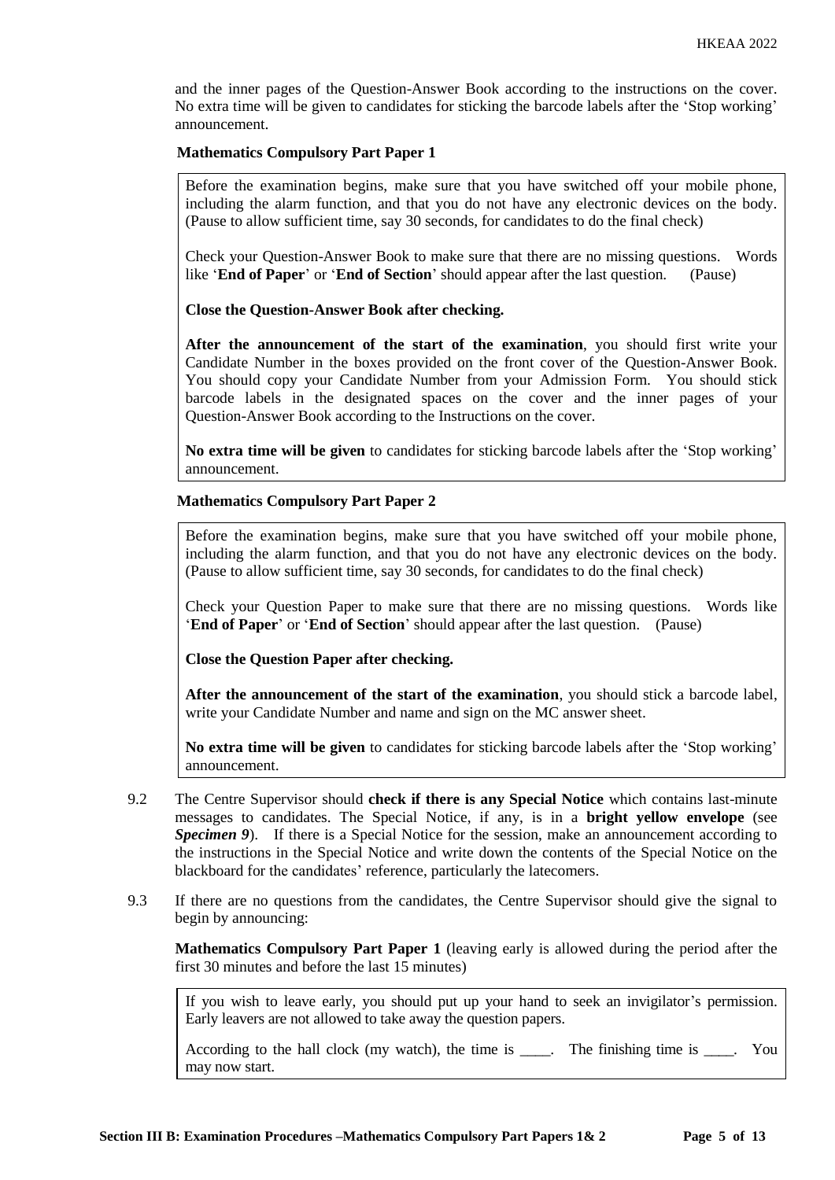and the inner pages of the Question-Answer Book according to the instructions on the cover. No extra time will be given to candidates for sticking the barcode labels after the 'Stop working' announcement.

**Mathematics Compulsory Part Paper 1**

> Before the examination begins, make sure that you have switched off your mobile phone, including the alarm function, and that you do not have any electronic devices on the body. (Pause to allow sufficient time, say 30 seconds, for candidates to do the final check)
>
> Check your Question-Answer Book to make sure that there are no missing questions. Words like '**End of Paper**' or '**End of Section**' should appear after the last question. (Pause)
>
> **Close the Question-Answer Book after checking.**
>
> **After the announcement of the start of the examination**, you should first write your Candidate Number in the boxes provided on the front cover of the Question-Answer Book. You should copy your Candidate Number from your Admission Form. You should stick barcode labels in the designated spaces on the cover and the inner pages of your Question-Answer Book according to the Instructions on the cover.
>
> **No extra time will be given** to candidates for sticking barcode labels after the 'Stop working' announcement.

**Mathematics Compulsory Part Paper 2**

> Before the examination begins, make sure that you have switched off your mobile phone, including the alarm function, and that you do not have any electronic devices on the body. (Pause to allow sufficient time, say 30 seconds, for candidates to do the final check)
>
> Check your Question Paper to make sure that there are no missing questions. Words like '**End of Paper**' or '**End of Section**' should appear after the last question. (Pause)
>
> **Close the Question Paper after checking.**
>
> **After the announcement of the start of the examination**, you should stick a barcode label, write your Candidate Number and name and sign on the MC answer sheet.
>
> **No extra time will be given** to candidates for sticking barcode labels after the 'Stop working' announcement.

9.2 The Centre Supervisor should **check if there is any Special Notice** which contains last-minute messages to candidates. The Special Notice, if any, is in a **bright yellow envelope** (see ***Specimen 9***). If there is a Special Notice for the session, make an announcement according to the instructions in the Special Notice and write down the contents of the Special Notice on the blackboard for the candidates' reference, particularly the latecomers.

9.3 If there are no questions from the candidates, the Centre Supervisor should give the signal to begin by announcing:

**Mathematics Compulsory Part Paper 1** (leaving early is allowed during the period after the first 30 minutes and before the last 15 minutes)

> If you wish to leave early, you should put up your hand to seek an invigilator's permission. Early leavers are not allowed to take away the question papers.
>
> According to the hall clock (my watch), the time is ____. The finishing time is ____. You may now start.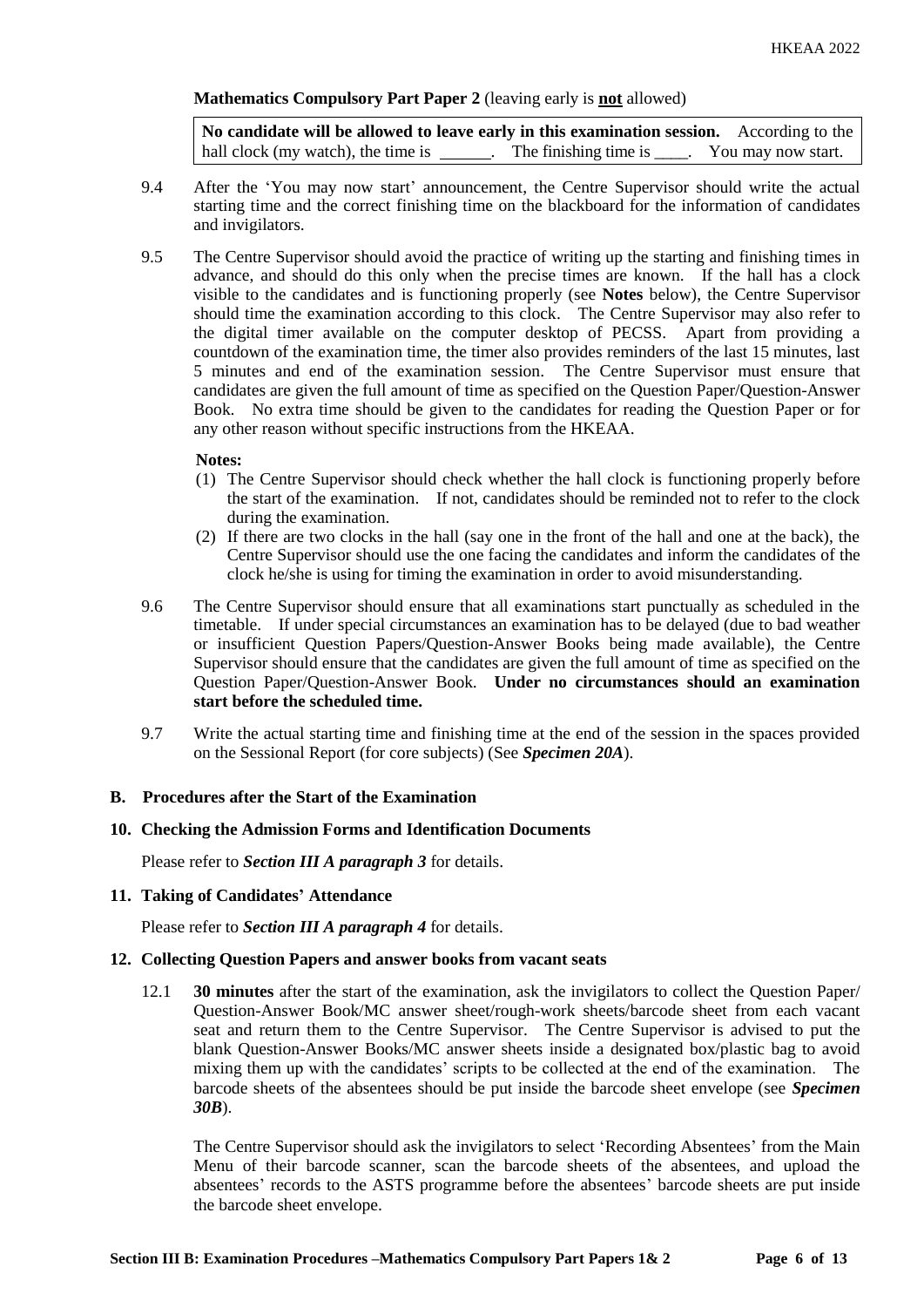**Mathematics Compulsory Part Paper 2** (leaving early is **not** allowed)

> **No candidate will be allowed to leave early in this examination session.** According to the hall clock (my watch), the time is ______. The finishing time is ____. You may now start.

9.4 After the 'You may now start' announcement, the Centre Supervisor should write the actual starting time and the correct finishing time on the blackboard for the information of candidates and invigilators.

9.5 The Centre Supervisor should avoid the practice of writing up the starting and finishing times in advance, and should do this only when the precise times are known. If the hall has a clock visible to the candidates and is functioning properly (see **Notes** below), the Centre Supervisor should time the examination according to this clock. The Centre Supervisor may also refer to the digital timer available on the computer desktop of PECSS. Apart from providing a countdown of the examination time, the timer also provides reminders of the last 15 minutes, last 5 minutes and end of the examination session. The Centre Supervisor must ensure that candidates are given the full amount of time as specified on the Question Paper/Question-Answer Book. No extra time should be given to the candidates for reading the Question Paper or for any other reason without specific instructions from the HKEAA.

**Notes:**

(1) The Centre Supervisor should check whether the hall clock is functioning properly before the start of the examination. If not, candidates should be reminded not to refer to the clock during the examination.

(2) If there are two clocks in the hall (say one in the front of the hall and one at the back), the Centre Supervisor should use the one facing the candidates and inform the candidates of the clock he/she is using for timing the examination in order to avoid misunderstanding.

9.6 The Centre Supervisor should ensure that all examinations start punctually as scheduled in the timetable. If under special circumstances an examination has to be delayed (due to bad weather or insufficient Question Papers/Question-Answer Books being made available), the Centre Supervisor should ensure that the candidates are given the full amount of time as specified on the Question Paper/Question-Answer Book. **Under no circumstances should an examination start before the scheduled time.**

9.7 Write the actual starting time and finishing time at the end of the session in the spaces provided on the Sessional Report (for core subjects) (See ***Specimen 20A***).

## B. Procedures after the Start of the Examination

### 10. Checking the Admission Forms and Identification Documents

Please refer to ***Section III A paragraph 3*** for details.

### 11. Taking of Candidates' Attendance

Please refer to ***Section III A paragraph 4*** for details.

### 12. Collecting Question Papers and answer books from vacant seats

12.1 **30 minutes** after the start of the examination, ask the invigilators to collect the Question Paper/ Question-Answer Book/MC answer sheet/rough-work sheets/barcode sheet from each vacant seat and return them to the Centre Supervisor. The Centre Supervisor is advised to put the blank Question-Answer Books/MC answer sheets inside a designated box/plastic bag to avoid mixing them up with the candidates' scripts to be collected at the end of the examination. The barcode sheets of the absentees should be put inside the barcode sheet envelope (see ***Specimen 30B***).

The Centre Supervisor should ask the invigilators to select 'Recording Absentees' from the Main Menu of their barcode scanner, scan the barcode sheets of the absentees, and upload the absentees' records to the ASTS programme before the absentees' barcode sheets are put inside the barcode sheet envelope.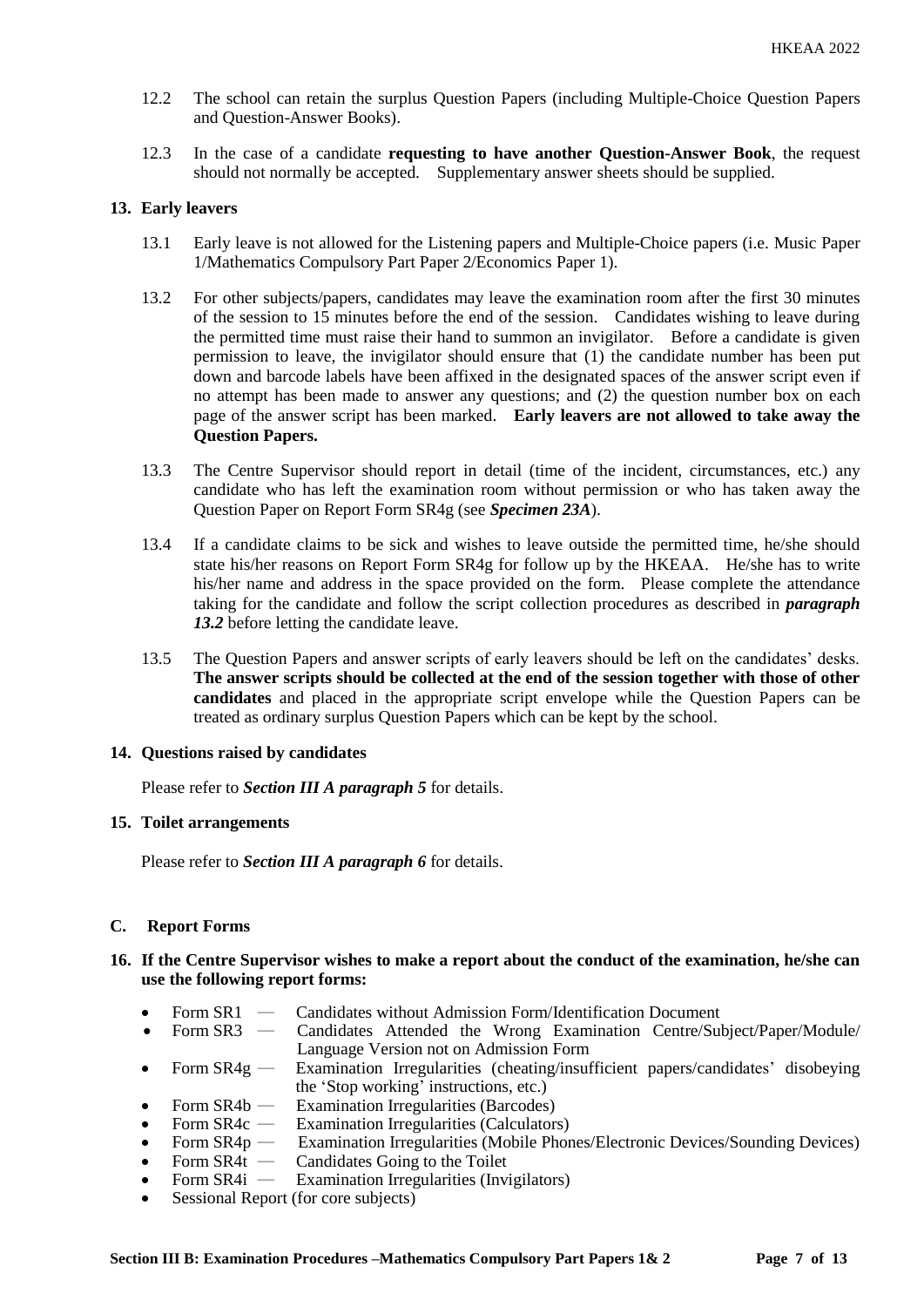12.2 The school can retain the surplus Question Papers (including Multiple-Choice Question Papers and Question-Answer Books).

12.3 In the case of a candidate **requesting to have another Question-Answer Book**, the request should not normally be accepted. Supplementary answer sheets should be supplied.

**13. Early leavers**

13.1 Early leave is not allowed for the Listening papers and Multiple-Choice papers (i.e. Music Paper 1/Mathematics Compulsory Part Paper 2/Economics Paper 1).

13.2 For other subjects/papers, candidates may leave the examination room after the first 30 minutes of the session to 15 minutes before the end of the session. Candidates wishing to leave during the permitted time must raise their hand to summon an invigilator. Before a candidate is given permission to leave, the invigilator should ensure that (1) the candidate number has been put down and barcode labels have been affixed in the designated spaces of the answer script even if no attempt has been made to answer any questions; and (2) the question number box on each page of the answer script has been marked. **Early leavers are not allowed to take away the Question Papers.**

13.3 The Centre Supervisor should report in detail (time of the incident, circumstances, etc.) any candidate who has left the examination room without permission or who has taken away the Question Paper on Report Form SR4g (see ***Specimen 23A***).

13.4 If a candidate claims to be sick and wishes to leave outside the permitted time, he/she should state his/her reasons on Report Form SR4g for follow up by the HKEAA. He/she has to write his/her name and address in the space provided on the form. Please complete the attendance taking for the candidate and follow the script collection procedures as described in ***paragraph 13.2*** before letting the candidate leave.

13.5 The Question Papers and answer scripts of early leavers should be left on the candidates' desks. **The answer scripts should be collected at the end of the session together with those of other candidates** and placed in the appropriate script envelope while the Question Papers can be treated as ordinary surplus Question Papers which can be kept by the school.

**14. Questions raised by candidates**

Please refer to ***Section III A paragraph 5*** for details.

**15. Toilet arrangements**

Please refer to ***Section III A paragraph 6*** for details.

## C. Report Forms

**16. If the Centre Supervisor wishes to make a report about the conduct of the examination, he/she can use the following report forms:**

- Form SR1 — Candidates without Admission Form/Identification Document
- Form SR3 — Candidates Attended the Wrong Examination Centre/Subject/Paper/Module/Language Version not on Admission Form
- Form SR4g — Examination Irregularities (cheating/insufficient papers/candidates' disobeying the 'Stop working' instructions, etc.)
- Form SR4b — Examination Irregularities (Barcodes)
- Form SR4c — Examination Irregularities (Calculators)
- Form SR4p — Examination Irregularities (Mobile Phones/Electronic Devices/Sounding Devices)
- Form SR4t — Candidates Going to the Toilet
- Form SR4i — Examination Irregularities (Invigilators)
- Sessional Report (for core subjects)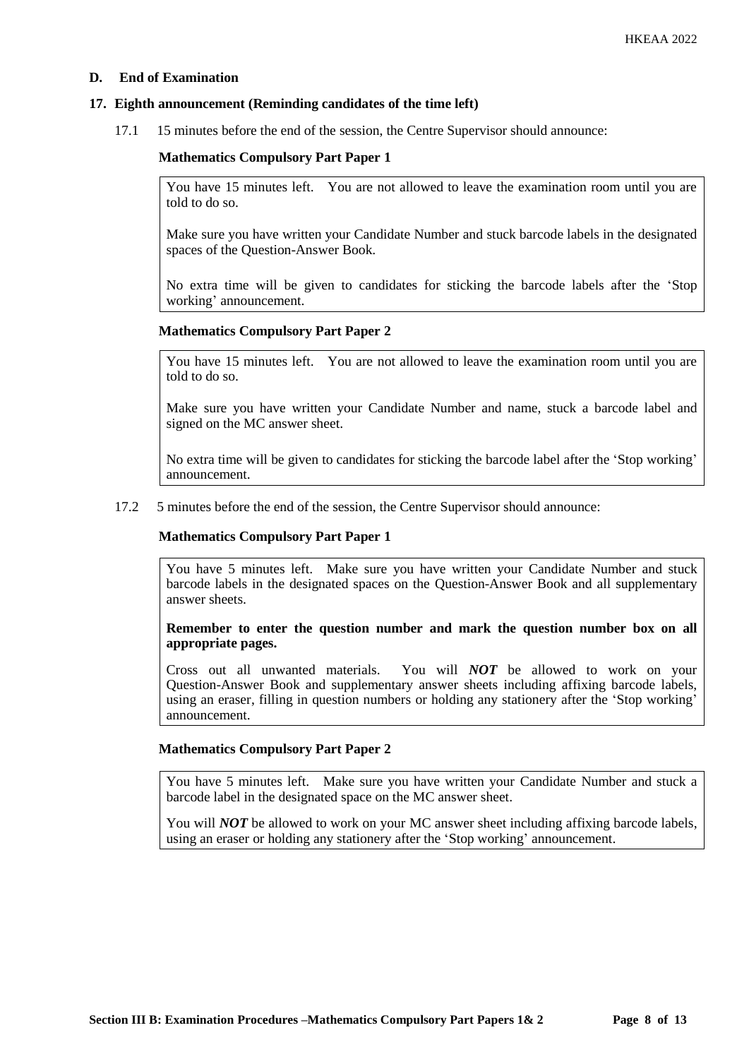## D. End of Examination

### 17. Eighth announcement (Reminding candidates of the time left)

17.1 15 minutes before the end of the session, the Centre Supervisor should announce:

**Mathematics Compulsory Part Paper 1**

> You have 15 minutes left. You are not allowed to leave the examination room until you are told to do so.
>
> Make sure you have written your Candidate Number and stuck barcode labels in the designated spaces of the Question-Answer Book.
>
> No extra time will be given to candidates for sticking the barcode labels after the 'Stop working' announcement.

**Mathematics Compulsory Part Paper 2**

> You have 15 minutes left. You are not allowed to leave the examination room until you are told to do so.
>
> Make sure you have written your Candidate Number and name, stuck a barcode label and signed on the MC answer sheet.
>
> No extra time will be given to candidates for sticking the barcode label after the 'Stop working' announcement.

17.2 5 minutes before the end of the session, the Centre Supervisor should announce:

**Mathematics Compulsory Part Paper 1**

> You have 5 minutes left. Make sure you have written your Candidate Number and stuck barcode labels in the designated spaces on the Question-Answer Book and all supplementary answer sheets.
>
> **Remember to enter the question number and mark the question number box on all appropriate pages.**
>
> Cross out all unwanted materials. You will ***NOT*** be allowed to work on your Question-Answer Book and supplementary answer sheets including affixing barcode labels, using an eraser, filling in question numbers or holding any stationery after the 'Stop working' announcement.

**Mathematics Compulsory Part Paper 2**

> You have 5 minutes left. Make sure you have written your Candidate Number and stuck a barcode label in the designated space on the MC answer sheet.
>
> You will ***NOT*** be allowed to work on your MC answer sheet including affixing barcode labels, using an eraser or holding any stationery after the 'Stop working' announcement.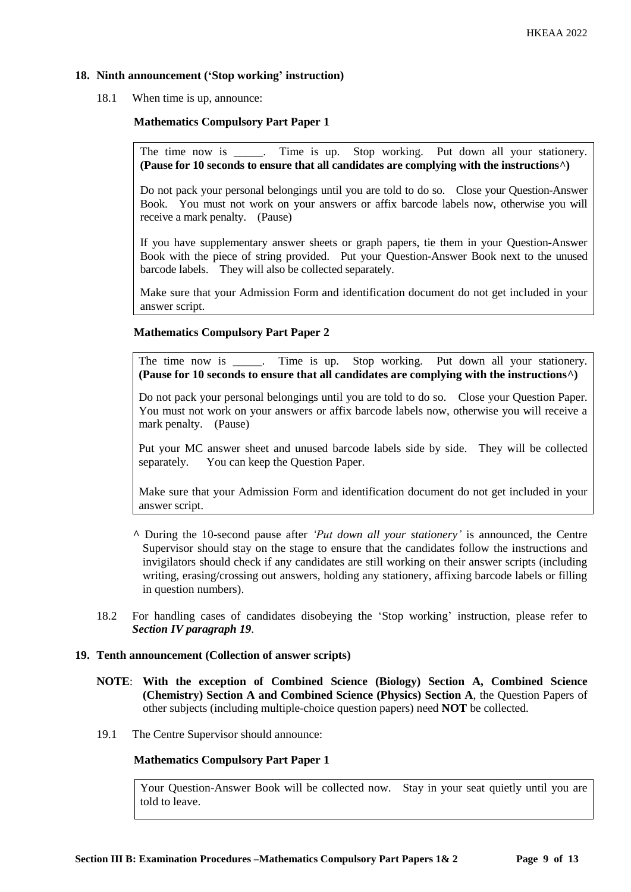### 18. Ninth announcement ('Stop working' instruction)

18.1 When time is up, announce:

**Mathematics Compulsory Part Paper 1**

> The time now is _____. Time is up. Stop working. Put down all your stationery. **(Pause for 10 seconds to ensure that all candidates are complying with the instructions^)**
>
> Do not pack your personal belongings until you are told to do so. Close your Question-Answer Book. You must not work on your answers or affix barcode labels now, otherwise you will receive a mark penalty. (Pause)
>
> If you have supplementary answer sheets or graph papers, tie them in your Question-Answer Book with the piece of string provided. Put your Question-Answer Book next to the unused barcode labels. They will also be collected separately.
>
> Make sure that your Admission Form and identification document do not get included in your answer script.

**Mathematics Compulsory Part Paper 2**

> The time now is _____. Time is up. Stop working. Put down all your stationery. **(Pause for 10 seconds to ensure that all candidates are complying with the instructions^)**
>
> Do not pack your personal belongings until you are told to do so. Close your Question Paper. You must not work on your answers or affix barcode labels now, otherwise you will receive a mark penalty. (Pause)
>
> Put your MC answer sheet and unused barcode labels side by side. They will be collected separately. You can keep the Question Paper.
>
> Make sure that your Admission Form and identification document do not get included in your answer script.

^ During the 10-second pause after *'Put down all your stationery'* is announced, the Centre Supervisor should stay on the stage to ensure that the candidates follow the instructions and invigilators should check if any candidates are still working on their answer scripts (including writing, erasing/crossing out answers, holding any stationery, affixing barcode labels or filling in question numbers).

18.2 For handling cases of candidates disobeying the 'Stop working' instruction, please refer to ***Section IV paragraph 19***.

### 19. Tenth announcement (Collection of answer scripts)

**NOTE**: **With the exception of Combined Science (Biology) Section A, Combined Science (Chemistry) Section A and Combined Science (Physics) Section A**, the Question Papers of other subjects (including multiple-choice question papers) need **NOT** be collected.

19.1 The Centre Supervisor should announce:

**Mathematics Compulsory Part Paper 1**

> Your Question-Answer Book will be collected now. Stay in your seat quietly until you are told to leave.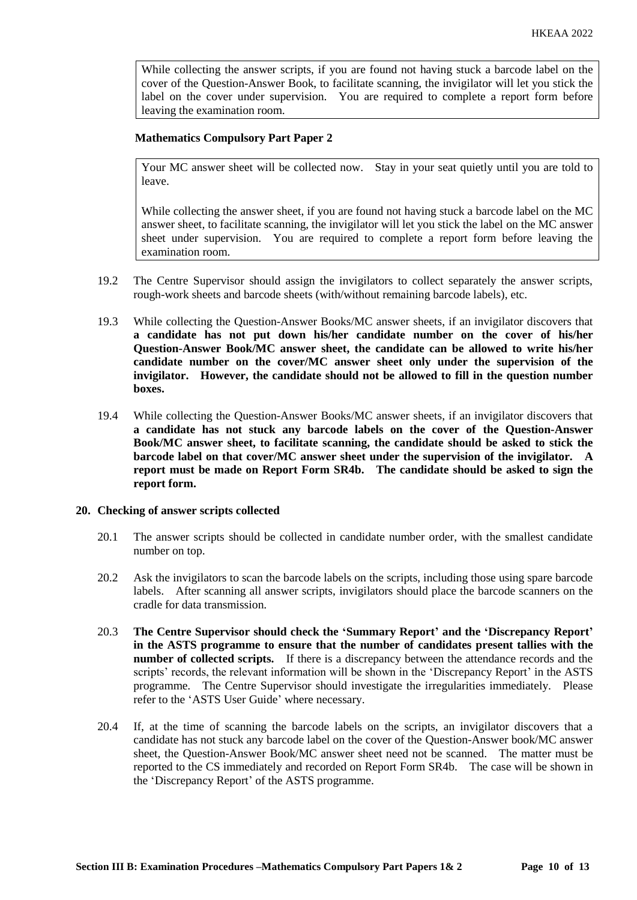> While collecting the answer scripts, if you are found not having stuck a barcode label on the cover of the Question-Answer Book, to facilitate scanning, the invigilator will let you stick the label on the cover under supervision. You are required to complete a report form before leaving the examination room.

**Mathematics Compulsory Part Paper 2**

> Your MC answer sheet will be collected now. Stay in your seat quietly until you are told to leave.
>
> While collecting the answer sheet, if you are found not having stuck a barcode label on the MC answer sheet, to facilitate scanning, the invigilator will let you stick the label on the MC answer sheet under supervision. You are required to complete a report form before leaving the examination room.

19.2 The Centre Supervisor should assign the invigilators to collect separately the answer scripts, rough-work sheets and barcode sheets (with/without remaining barcode labels), etc.

19.3 While collecting the Question-Answer Books/MC answer sheets, if an invigilator discovers that **a candidate has not put down his/her candidate number on the cover of his/her Question-Answer Book/MC answer sheet, the candidate can be allowed to write his/her candidate number on the cover/MC answer sheet only under the supervision of the invigilator. However, the candidate should not be allowed to fill in the question number boxes.**

19.4 While collecting the Question-Answer Books/MC answer sheets, if an invigilator discovers that **a candidate has not stuck any barcode labels on the cover of the Question-Answer Book/MC answer sheet, to facilitate scanning, the candidate should be asked to stick the barcode label on that cover/MC answer sheet under the supervision of the invigilator. A report must be made on Report Form SR4b. The candidate should be asked to sign the report form.**

## 20. Checking of answer scripts collected

20.1 The answer scripts should be collected in candidate number order, with the smallest candidate number on top.

20.2 Ask the invigilators to scan the barcode labels on the scripts, including those using spare barcode labels. After scanning all answer scripts, invigilators should place the barcode scanners on the cradle for data transmission.

20.3 **The Centre Supervisor should check the 'Summary Report' and the 'Discrepancy Report' in the ASTS programme to ensure that the number of candidates present tallies with the number of collected scripts.** If there is a discrepancy between the attendance records and the scripts' records, the relevant information will be shown in the 'Discrepancy Report' in the ASTS programme. The Centre Supervisor should investigate the irregularities immediately. Please refer to the 'ASTS User Guide' where necessary.

20.4 If, at the time of scanning the barcode labels on the scripts, an invigilator discovers that a candidate has not stuck any barcode label on the cover of the Question-Answer book/MC answer sheet, the Question-Answer Book/MC answer sheet need not be scanned. The matter must be reported to the CS immediately and recorded on Report Form SR4b. The case will be shown in the 'Discrepancy Report' of the ASTS programme.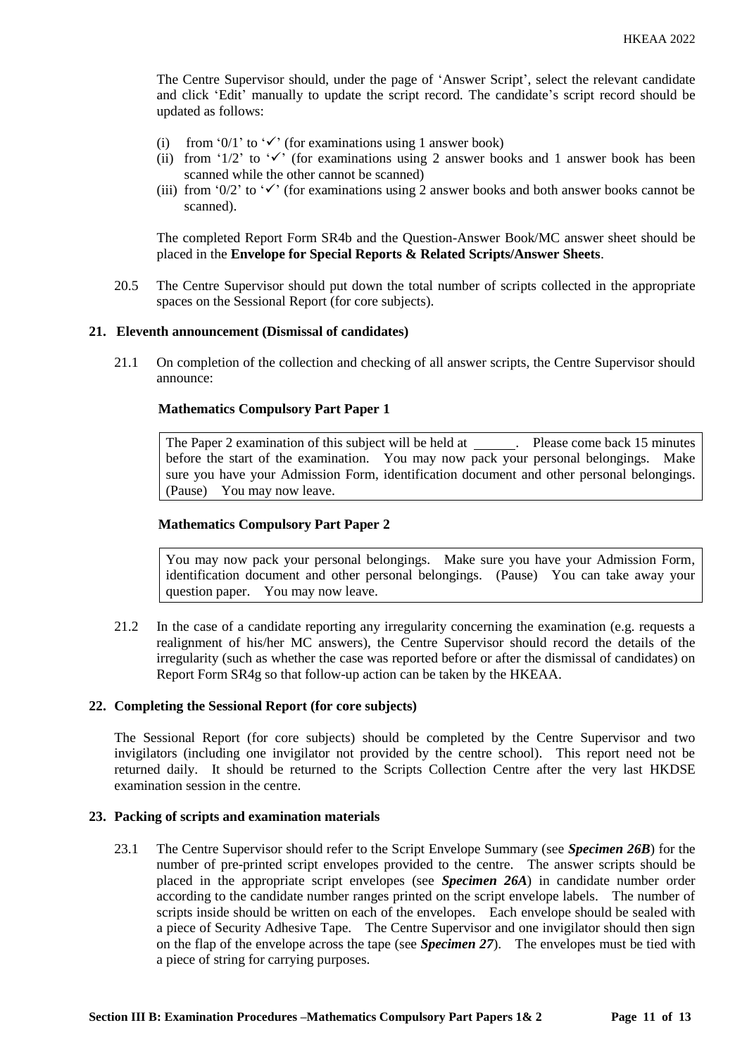The Centre Supervisor should, under the page of 'Answer Script', select the relevant candidate and click 'Edit' manually to update the script record. The candidate's script record should be updated as follows:

(i) from '0/1' to '✓' (for examinations using 1 answer book)
(ii) from '1/2' to '✓' (for examinations using 2 answer books and 1 answer book has been scanned while the other cannot be scanned)
(iii) from '0/2' to '✓' (for examinations using 2 answer books and both answer books cannot be scanned).

The completed Report Form SR4b and the Question-Answer Book/MC answer sheet should be placed in the **Envelope for Special Reports & Related Scripts/Answer Sheets**.

20.5 The Centre Supervisor should put down the total number of scripts collected in the appropriate spaces on the Sessional Report (for core subjects).

## 21. Eleventh announcement (Dismissal of candidates)

21.1 On completion of the collection and checking of all answer scripts, the Centre Supervisor should announce:

**Mathematics Compulsory Part Paper 1**

> The Paper 2 examination of this subject will be held at ______. Please come back 15 minutes before the start of the examination. You may now pack your personal belongings. Make sure you have your Admission Form, identification document and other personal belongings. (Pause) You may now leave.

**Mathematics Compulsory Part Paper 2**

> You may now pack your personal belongings. Make sure you have your Admission Form, identification document and other personal belongings. (Pause) You can take away your question paper. You may now leave.

21.2 In the case of a candidate reporting any irregularity concerning the examination (e.g. requests a realignment of his/her MC answers), the Centre Supervisor should record the details of the irregularity (such as whether the case was reported before or after the dismissal of candidates) on Report Form SR4g so that follow-up action can be taken by the HKEAA.

## 22. Completing the Sessional Report (for core subjects)

The Sessional Report (for core subjects) should be completed by the Centre Supervisor and two invigilators (including one invigilator not provided by the centre school). This report need not be returned daily. It should be returned to the Scripts Collection Centre after the very last HKDSE examination session in the centre.

## 23. Packing of scripts and examination materials

23.1 The Centre Supervisor should refer to the Script Envelope Summary (see ***Specimen 26B***) for the number of pre-printed script envelopes provided to the centre. The answer scripts should be placed in the appropriate script envelopes (see ***Specimen 26A***) in candidate number order according to the candidate number ranges printed on the script envelope labels. The number of scripts inside should be written on each of the envelopes. Each envelope should be sealed with a piece of Security Adhesive Tape. The Centre Supervisor and one invigilator should then sign on the flap of the envelope across the tape (see ***Specimen 27***). The envelopes must be tied with a piece of string for carrying purposes.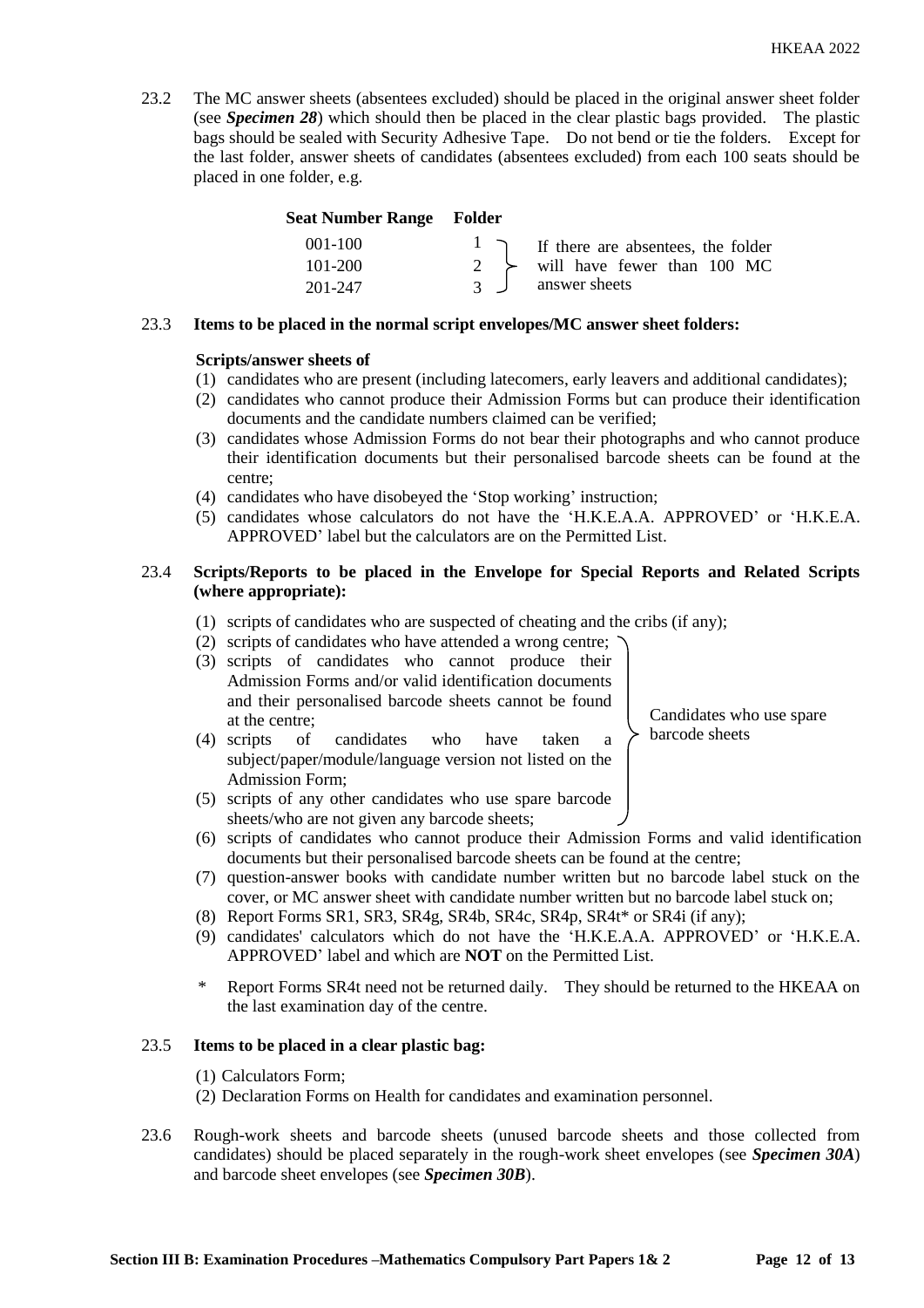23.2 The MC answer sheets (absentees excluded) should be placed in the original answer sheet folder (see ***Specimen 28***) which should then be placed in the clear plastic bags provided. The plastic bags should be sealed with Security Adhesive Tape. Do not bend or tie the folders. Except for the last folder, answer sheets of candidates (absentees excluded) from each 100 seats should be placed in one folder, e.g.

| Seat Number Range | Folder | |
|---|---|---|
| 001-100 | 1 | If there are absentees, the folder will have fewer than 100 MC answer sheets |
| 101-200 | 2 | |
| 201-247 | 3 | |

23.3 **Items to be placed in the normal script envelopes/MC answer sheet folders:**

**Scripts/answer sheets of**

(1) candidates who are present (including latecomers, early leavers and additional candidates);
(2) candidates who cannot produce their Admission Forms but can produce their identification documents and the candidate numbers claimed can be verified;
(3) candidates whose Admission Forms do not bear their photographs and who cannot produce their identification documents but their personalised barcode sheets can be found at the centre;
(4) candidates who have disobeyed the 'Stop working' instruction;
(5) candidates whose calculators do not have the 'H.K.E.A.A. APPROVED' or 'H.K.E.A. APPROVED' label but the calculators are on the Permitted List.

23.4 **Scripts/Reports to be placed in the Envelope for Special Reports and Related Scripts (where appropriate):**

(1) scripts of candidates who are suspected of cheating and the cribs (if any);
(2) scripts of candidates who have attended a wrong centre;
(3) scripts of candidates who cannot produce their Admission Forms and/or valid identification documents and their personalised barcode sheets cannot be found at the centre;
(4) scripts of candidates who have taken a subject/paper/module/language version not listed on the Admission Form;
(5) scripts of any other candidates who use spare barcode sheets/who are not given any barcode sheets;

(Items (2)–(5): Candidates who use spare barcode sheets)

(6) scripts of candidates who cannot produce their Admission Forms and valid identification documents but their personalised barcode sheets can be found at the centre;
(7) question-answer books with candidate number written but no barcode label stuck on the cover, or MC answer sheet with candidate number written but no barcode label stuck on;
(8) Report Forms SR1, SR3, SR4g, SR4b, SR4c, SR4p, SR4t* or SR4i (if any);
(9) candidates' calculators which do not have the 'H.K.E.A.A. APPROVED' or 'H.K.E.A. APPROVED' label and which are **NOT** on the Permitted List.

\* Report Forms SR4t need not be returned daily. They should be returned to the HKEAA on the last examination day of the centre.

23.5 **Items to be placed in a clear plastic bag:**

(1) Calculators Form;
(2) Declaration Forms on Health for candidates and examination personnel.

23.6 Rough-work sheets and barcode sheets (unused barcode sheets and those collected from candidates) should be placed separately in the rough-work sheet envelopes (see ***Specimen 30A***) and barcode sheet envelopes (see ***Specimen 30B***).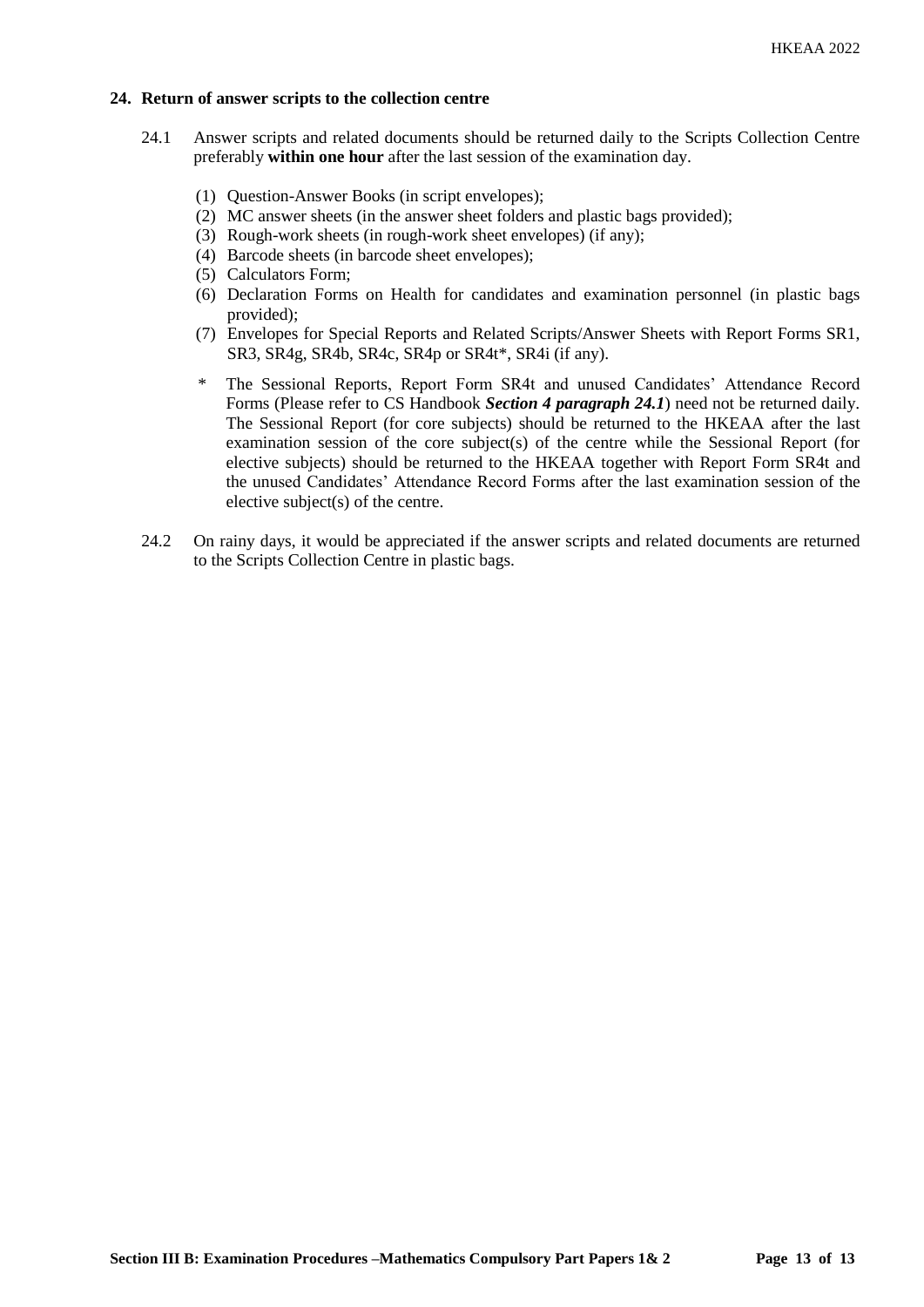## 24. Return of answer scripts to the collection centre

24.1 Answer scripts and related documents should be returned daily to the Scripts Collection Centre preferably **within one hour** after the last session of the examination day.

(1) Question-Answer Books (in script envelopes);
(2) MC answer sheets (in the answer sheet folders and plastic bags provided);
(3) Rough-work sheets (in rough-work sheet envelopes) (if any);
(4) Barcode sheets (in barcode sheet envelopes);
(5) Calculators Form;
(6) Declaration Forms on Health for candidates and examination personnel (in plastic bags provided);
(7) Envelopes for Special Reports and Related Scripts/Answer Sheets with Report Forms SR1, SR3, SR4g, SR4b, SR4c, SR4p or SR4t*, SR4i (if any).

\* The Sessional Reports, Report Form SR4t and unused Candidates' Attendance Record Forms (Please refer to CS Handbook ***Section 4 paragraph 24.1***) need not be returned daily. The Sessional Report (for core subjects) should be returned to the HKEAA after the last examination session of the core subject(s) of the centre while the Sessional Report (for elective subjects) should be returned to the HKEAA together with Report Form SR4t and the unused Candidates' Attendance Record Forms after the last examination session of the elective subject(s) of the centre.

24.2 On rainy days, it would be appreciated if the answer scripts and related documents are returned to the Scripts Collection Centre in plastic bags.